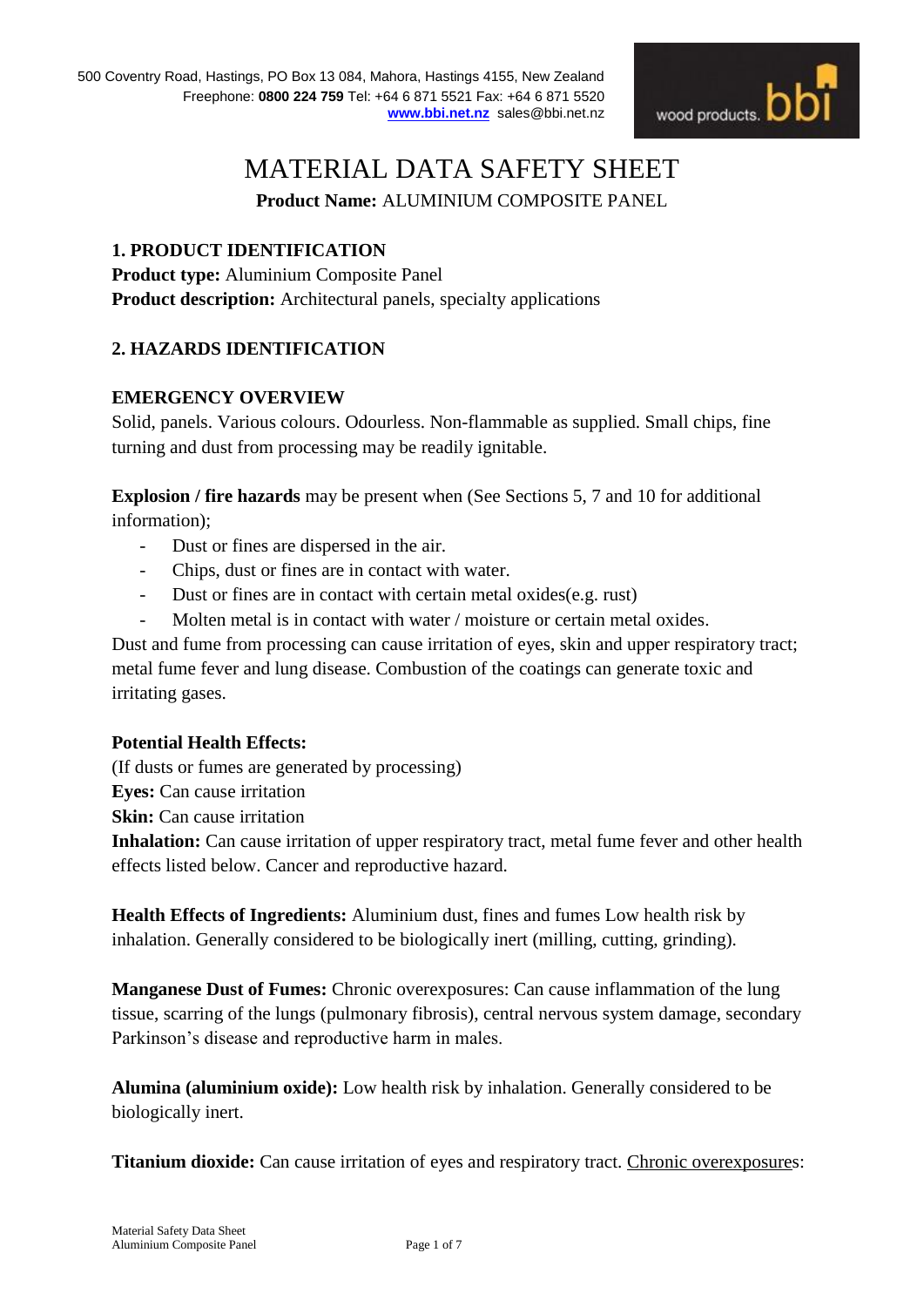500 Coventry Road, Hastings, PO Box 13 084, Mahora, Hastings 4155, New Zealand
Freephone: **0800 224 759** Tel: +64 6 871 5521 Fax: +64 6 871 5520
**www.bbi.net.nz** sales@bbi.net.nz

wood products. bbi

# MATERIAL DATA SAFETY SHEET

**Product Name:** ALUMINIUM COMPOSITE PANEL

## 1. PRODUCT IDENTIFICATION

**Product type:** Aluminium Composite Panel
**Product description:** Architectural panels, specialty applications

## 2. HAZARDS IDENTIFICATION

### EMERGENCY OVERVIEW

Solid, panels. Various colours. Odourless. Non-flammable as supplied. Small chips, fine turning and dust from processing may be readily ignitable.

**Explosion / fire hazards** may be present when (See Sections 5, 7 and 10 for additional information);

- Dust or fines are dispersed in the air.
- Chips, dust or fines are in contact with water.
- Dust or fines are in contact with certain metal oxides(e.g. rust)
- Molten metal is in contact with water / moisture or certain metal oxides.

Dust and fume from processing can cause irritation of eyes, skin and upper respiratory tract; metal fume fever and lung disease. Combustion of the coatings can generate toxic and irritating gases.

**Potential Health Effects:**
(If dusts or fumes are generated by processing)
**Eyes:** Can cause irritation
**Skin:** Can cause irritation
**Inhalation:** Can cause irritation of upper respiratory tract, metal fume fever and other health effects listed below. Cancer and reproductive hazard.

**Health Effects of Ingredients:** Aluminium dust, fines and fumes Low health risk by inhalation. Generally considered to be biologically inert (milling, cutting, grinding).

**Manganese Dust of Fumes:** Chronic overexposures: Can cause inflammation of the lung tissue, scarring of the lungs (pulmonary fibrosis), central nervous system damage, secondary Parkinson's disease and reproductive harm in males.

**Alumina (aluminium oxide):** Low health risk by inhalation. Generally considered to be biologically inert.

**Titanium dioxide:** Can cause irritation of eyes and respiratory tract. Chronic overexposures: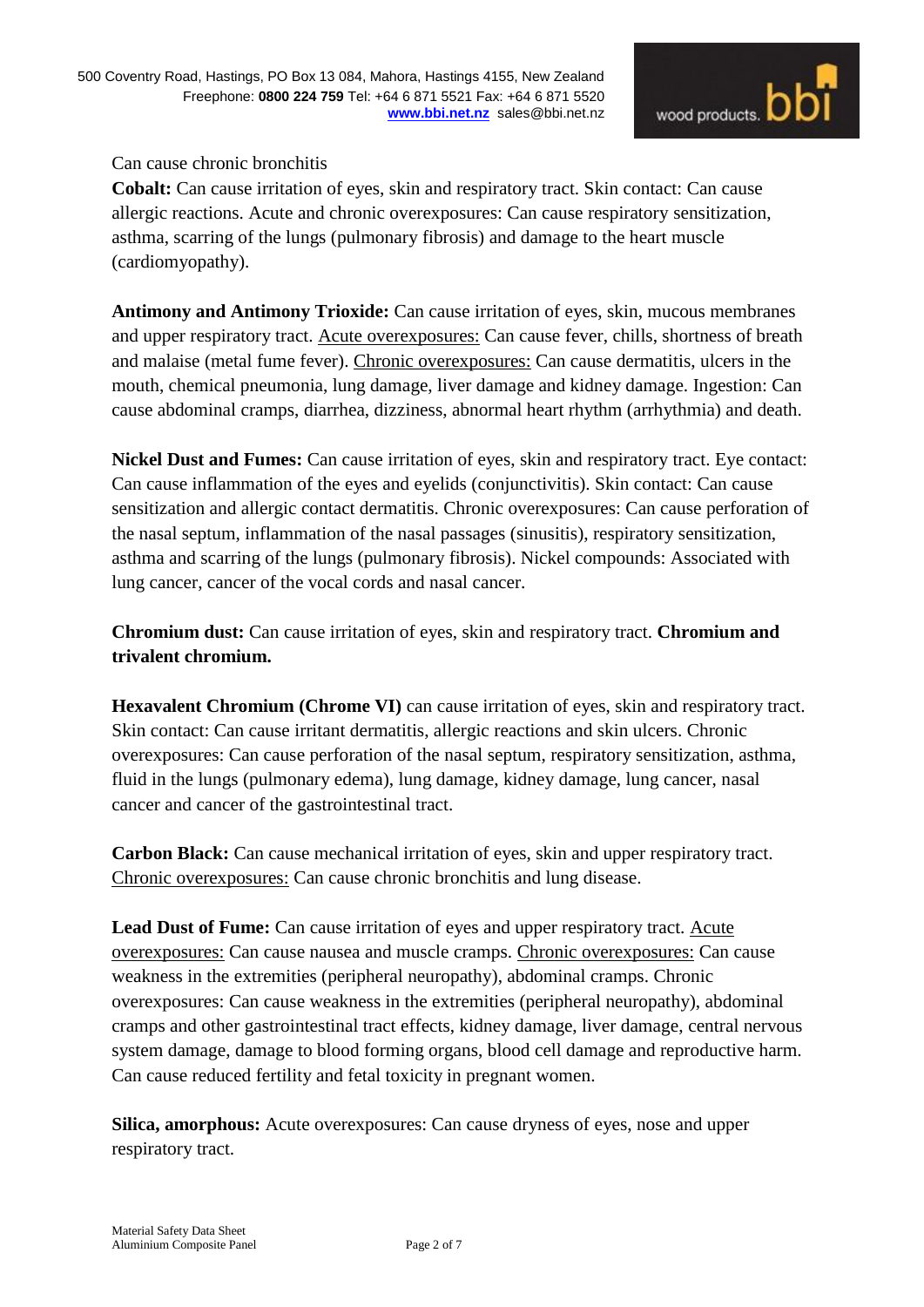Can cause chronic bronchitis

**Cobalt:** Can cause irritation of eyes, skin and respiratory tract. Skin contact: Can cause allergic reactions. Acute and chronic overexposures: Can cause respiratory sensitization, asthma, scarring of the lungs (pulmonary fibrosis) and damage to the heart muscle (cardiomyopathy).

**Antimony and Antimony Trioxide:** Can cause irritation of eyes, skin, mucous membranes and upper respiratory tract. Acute overexposures: Can cause fever, chills, shortness of breath and malaise (metal fume fever). Chronic overexposures: Can cause dermatitis, ulcers in the mouth, chemical pneumonia, lung damage, liver damage and kidney damage. Ingestion: Can cause abdominal cramps, diarrhea, dizziness, abnormal heart rhythm (arrhythmia) and death.

**Nickel Dust and Fumes:** Can cause irritation of eyes, skin and respiratory tract. Eye contact: Can cause inflammation of the eyes and eyelids (conjunctivitis). Skin contact: Can cause sensitization and allergic contact dermatitis. Chronic overexposures: Can cause perforation of the nasal septum, inflammation of the nasal passages (sinusitis), respiratory sensitization, asthma and scarring of the lungs (pulmonary fibrosis). Nickel compounds: Associated with lung cancer, cancer of the vocal cords and nasal cancer.

**Chromium dust:** Can cause irritation of eyes, skin and respiratory tract. **Chromium and trivalent chromium.**

**Hexavalent Chromium (Chrome VI)** can cause irritation of eyes, skin and respiratory tract. Skin contact: Can cause irritant dermatitis, allergic reactions and skin ulcers. Chronic overexposures: Can cause perforation of the nasal septum, respiratory sensitization, asthma, fluid in the lungs (pulmonary edema), lung damage, kidney damage, lung cancer, nasal cancer and cancer of the gastrointestinal tract.

**Carbon Black:** Can cause mechanical irritation of eyes, skin and upper respiratory tract. Chronic overexposures: Can cause chronic bronchitis and lung disease.

**Lead Dust of Fume:** Can cause irritation of eyes and upper respiratory tract. Acute overexposures: Can cause nausea and muscle cramps. Chronic overexposures: Can cause weakness in the extremities (peripheral neuropathy), abdominal cramps. Chronic overexposures: Can cause weakness in the extremities (peripheral neuropathy), abdominal cramps and other gastrointestinal tract effects, kidney damage, liver damage, central nervous system damage, damage to blood forming organs, blood cell damage and reproductive harm. Can cause reduced fertility and fetal toxicity in pregnant women.

**Silica, amorphous:** Acute overexposures: Can cause dryness of eyes, nose and upper respiratory tract.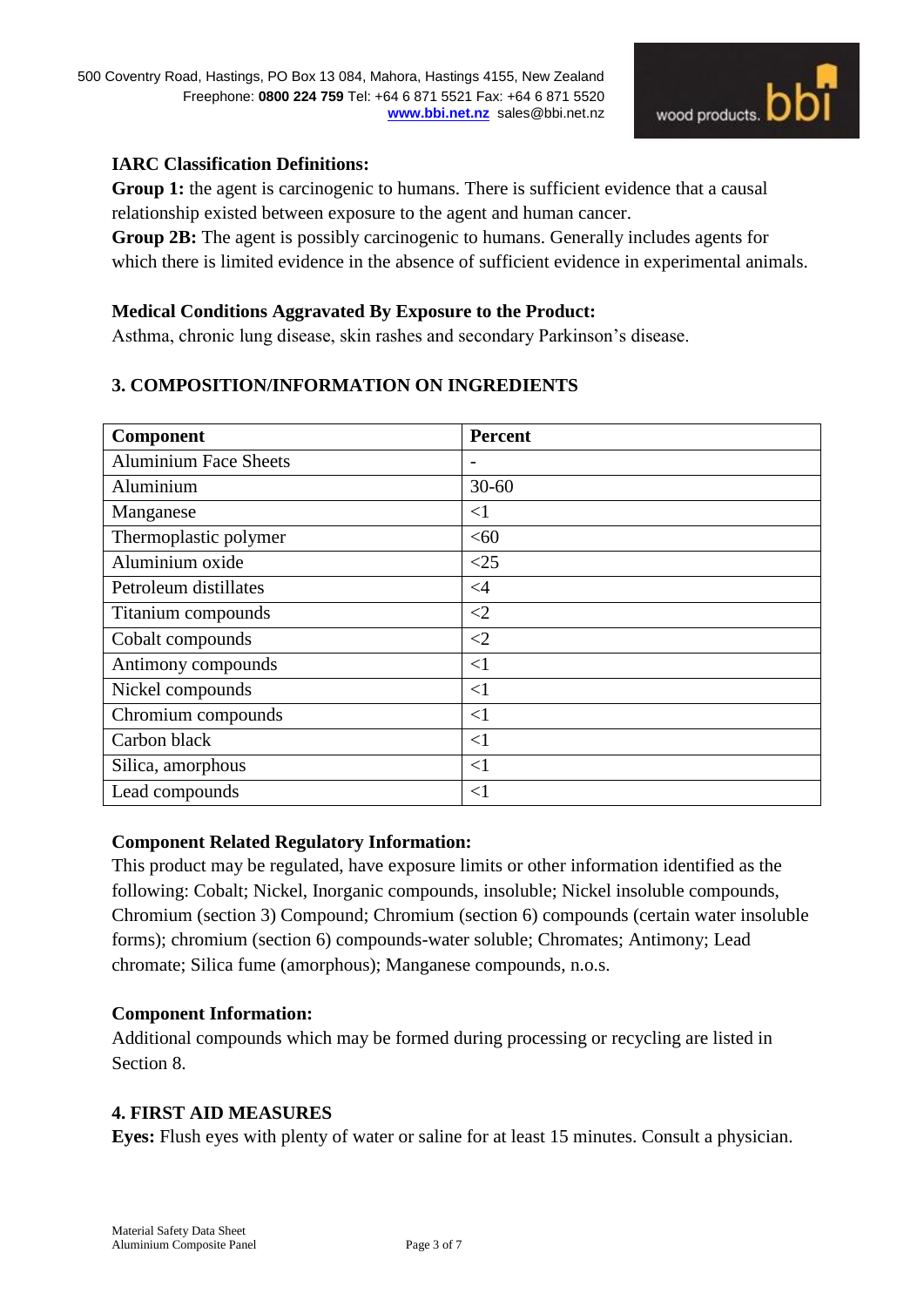**IARC Classification Definitions:**

**Group 1:** the agent is carcinogenic to humans. There is sufficient evidence that a causal relationship existed between exposure to the agent and human cancer.

**Group 2B:** The agent is possibly carcinogenic to humans. Generally includes agents for which there is limited evidence in the absence of sufficient evidence in experimental animals.

**Medical Conditions Aggravated By Exposure to the Product:**

Asthma, chronic lung disease, skin rashes and secondary Parkinson's disease.

## 3. COMPOSITION/INFORMATION ON INGREDIENTS

| Component | Percent |
|---|---|
| Aluminium Face Sheets | - |
| Aluminium | 30-60 |
| Manganese | <1 |
| Thermoplastic polymer | <60 |
| Aluminium oxide | <25 |
| Petroleum distillates | <4 |
| Titanium compounds | <2 |
| Cobalt compounds | <2 |
| Antimony compounds | <1 |
| Nickel compounds | <1 |
| Chromium compounds | <1 |
| Carbon black | <1 |
| Silica, amorphous | <1 |
| Lead compounds | <1 |

**Component Related Regulatory Information:**

This product may be regulated, have exposure limits or other information identified as the following: Cobalt; Nickel, Inorganic compounds, insoluble; Nickel insoluble compounds, Chromium (section 3) Compound; Chromium (section 6) compounds (certain water insoluble forms); chromium (section 6) compounds-water soluble; Chromates; Antimony; Lead chromate; Silica fume (amorphous); Manganese compounds, n.o.s.

**Component Information:**

Additional compounds which may be formed during processing or recycling are listed in Section 8.

## 4. FIRST AID MEASURES

**Eyes:** Flush eyes with plenty of water or saline for at least 15 minutes. Consult a physician.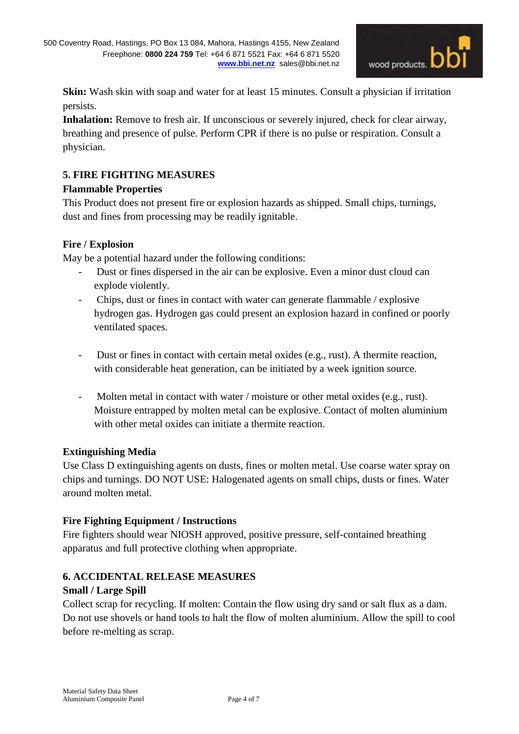**Skin:** Wash skin with soap and water for at least 15 minutes. Consult a physician if irritation persists.

**Inhalation:** Remove to fresh air. If unconscious or severely injured, check for clear airway, breathing and presence of pulse. Perform CPR if there is no pulse or respiration. Consult a physician.

## 5. FIRE FIGHTING MEASURES

### Flammable Properties

This Product does not present fire or explosion hazards as shipped. Small chips, turnings, dust and fines from processing may be readily ignitable.

### Fire / Explosion

May be a potential hazard under the following conditions:

- Dust or fines dispersed in the air can be explosive. Even a minor dust cloud can explode violently.
- Chips, dust or fines in contact with water can generate flammable / explosive hydrogen gas. Hydrogen gas could present an explosion hazard in confined or poorly ventilated spaces.
- Dust or fines in contact with certain metal oxides (e.g., rust). A thermite reaction, with considerable heat generation, can be initiated by a week ignition source.
- Molten metal in contact with water / moisture or other metal oxides (e.g., rust). Moisture entrapped by molten metal can be explosive. Contact of molten aluminium with other metal oxides can initiate a thermite reaction.

### Extinguishing Media

Use Class D extinguishing agents on dusts, fines or molten metal. Use coarse water spray on chips and turnings. DO NOT USE: Halogenated agents on small chips, dusts or fines. Water around molten metal.

### Fire Fighting Equipment / Instructions

Fire fighters should wear NIOSH approved, positive pressure, self-contained breathing apparatus and full protective clothing when appropriate.

## 6. ACCIDENTAL RELEASE MEASURES

### Small / Large Spill

Collect scrap for recycling. If molten: Contain the flow using dry sand or salt flux as a dam. Do not use shovels or hand tools to halt the flow of molten aluminium. Allow the spill to cool before re-melting as scrap.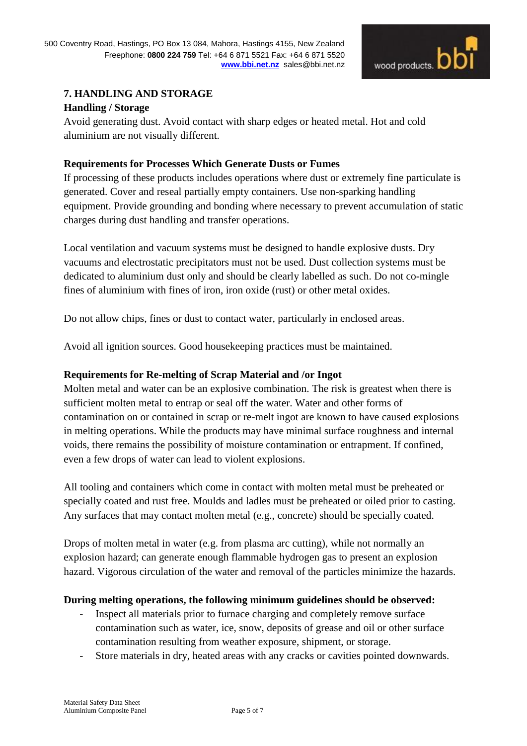## 7. HANDLING AND STORAGE

### Handling / Storage

Avoid generating dust. Avoid contact with sharp edges or heated metal. Hot and cold aluminium are not visually different.

### Requirements for Processes Which Generate Dusts or Fumes

If processing of these products includes operations where dust or extremely fine particulate is generated. Cover and reseal partially empty containers. Use non-sparking handling equipment. Provide grounding and bonding where necessary to prevent accumulation of static charges during dust handling and transfer operations.

Local ventilation and vacuum systems must be designed to handle explosive dusts. Dry vacuums and electrostatic precipitators must not be used. Dust collection systems must be dedicated to aluminium dust only and should be clearly labelled as such. Do not co-mingle fines of aluminium with fines of iron, iron oxide (rust) or other metal oxides.

Do not allow chips, fines or dust to contact water, particularly in enclosed areas.

Avoid all ignition sources. Good housekeeping practices must be maintained.

### Requirements for Re-melting of Scrap Material and /or Ingot

Molten metal and water can be an explosive combination. The risk is greatest when there is sufficient molten metal to entrap or seal off the water. Water and other forms of contamination on or contained in scrap or re-melt ingot are known to have caused explosions in melting operations. While the products may have minimal surface roughness and internal voids, there remains the possibility of moisture contamination or entrapment. If confined, even a few drops of water can lead to violent explosions.

All tooling and containers which come in contact with molten metal must be preheated or specially coated and rust free. Moulds and ladles must be preheated or oiled prior to casting. Any surfaces that may contact molten metal (e.g., concrete) should be specially coated.

Drops of molten metal in water (e.g. from plasma arc cutting), while not normally an explosion hazard; can generate enough flammable hydrogen gas to present an explosion hazard. Vigorous circulation of the water and removal of the particles minimize the hazards.

### During melting operations, the following minimum guidelines should be observed:

- Inspect all materials prior to furnace charging and completely remove surface contamination such as water, ice, snow, deposits of grease and oil or other surface contamination resulting from weather exposure, shipment, or storage.
- Store materials in dry, heated areas with any cracks or cavities pointed downwards.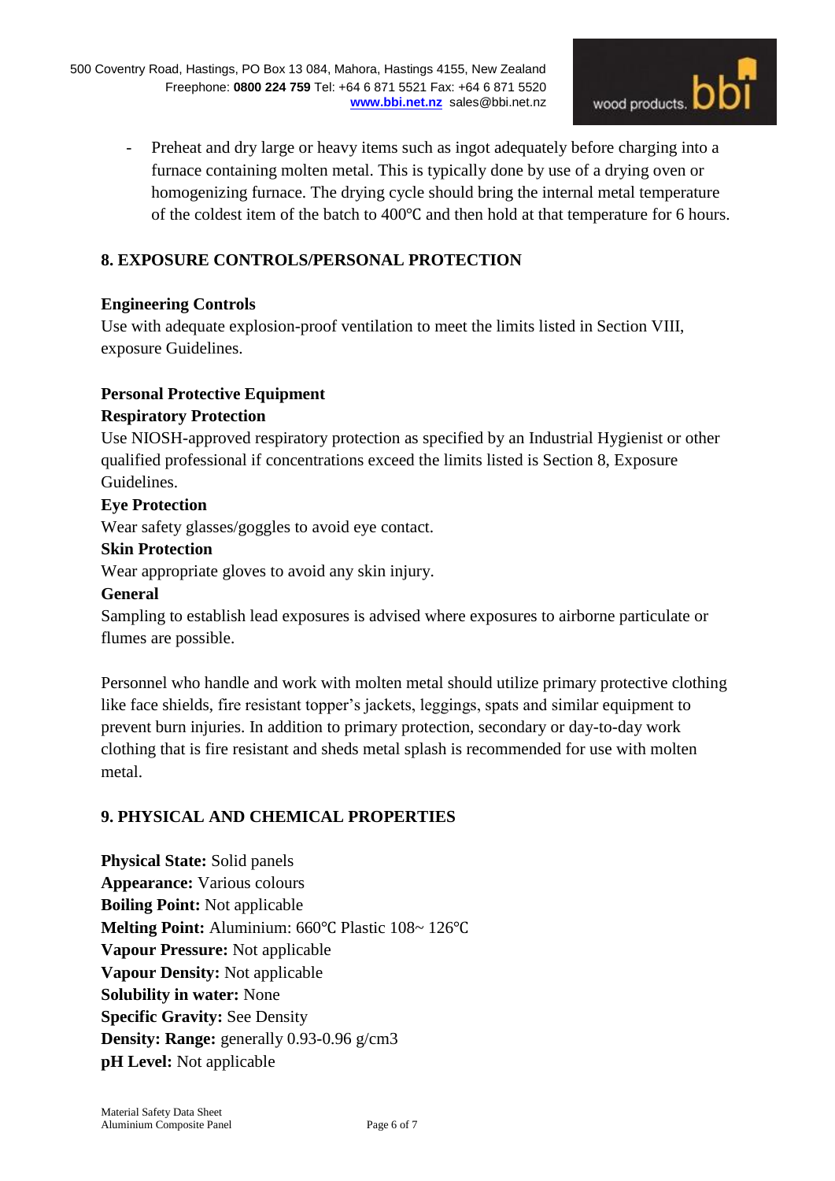- Preheat and dry large or heavy items such as ingot adequately before charging into a furnace containing molten metal. This is typically done by use of a drying oven or homogenizing furnace. The drying cycle should bring the internal metal temperature of the coldest item of the batch to 400℃ and then hold at that temperature for 6 hours.

## 8. EXPOSURE CONTROLS/PERSONAL PROTECTION

### Engineering Controls

Use with adequate explosion-proof ventilation to meet the limits listed in Section VIII, exposure Guidelines.

### Personal Protective Equipment

**Respiratory Protection**

Use NIOSH-approved respiratory protection as specified by an Industrial Hygienist or other qualified professional if concentrations exceed the limits listed is Section 8, Exposure Guidelines.

**Eye Protection**

Wear safety glasses/goggles to avoid eye contact.

**Skin Protection**

Wear appropriate gloves to avoid any skin injury.

**General**

Sampling to establish lead exposures is advised where exposures to airborne particulate or flumes are possible.

Personnel who handle and work with molten metal should utilize primary protective clothing like face shields, fire resistant topper's jackets, leggings, spats and similar equipment to prevent burn injuries. In addition to primary protection, secondary or day-to-day work clothing that is fire resistant and sheds metal splash is recommended for use with molten metal.

## 9. PHYSICAL AND CHEMICAL PROPERTIES

**Physical State:** Solid panels
**Appearance:** Various colours
**Boiling Point:** Not applicable
**Melting Point:** Aluminium: 660℃ Plastic 108~ 126℃
**Vapour Pressure:** Not applicable
**Vapour Density:** Not applicable
**Solubility in water:** None
**Specific Gravity:** See Density
**Density: Range:** generally 0.93-0.96 g/cm3
**pH Level:** Not applicable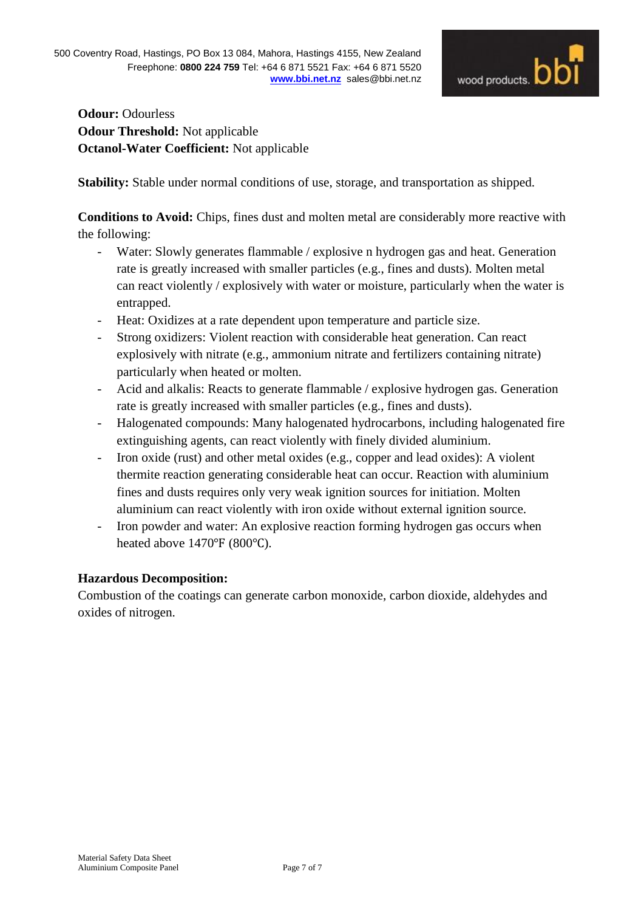**Odour:** Odourless
**Odour Threshold:** Not applicable
**Octanol-Water Coefficient:** Not applicable

**Stability:** Stable under normal conditions of use, storage, and transportation as shipped.

**Conditions to Avoid:** Chips, fines dust and molten metal are considerably more reactive with the following:

- Water: Slowly generates flammable / explosive n hydrogen gas and heat. Generation rate is greatly increased with smaller particles (e.g., fines and dusts). Molten metal can react violently / explosively with water or moisture, particularly when the water is entrapped.
- Heat: Oxidizes at a rate dependent upon temperature and particle size.
- Strong oxidizers: Violent reaction with considerable heat generation. Can react explosively with nitrate (e.g., ammonium nitrate and fertilizers containing nitrate) particularly when heated or molten.
- Acid and alkalis: Reacts to generate flammable / explosive hydrogen gas. Generation rate is greatly increased with smaller particles (e.g., fines and dusts).
- Halogenated compounds: Many halogenated hydrocarbons, including halogenated fire extinguishing agents, can react violently with finely divided aluminium.
- Iron oxide (rust) and other metal oxides (e.g., copper and lead oxides): A violent thermite reaction generating considerable heat can occur. Reaction with aluminium fines and dusts requires only very weak ignition sources for initiation. Molten aluminium can react violently with iron oxide without external ignition source.
- Iron powder and water: An explosive reaction forming hydrogen gas occurs when heated above 1470℉ (800℃).

**Hazardous Decomposition:**
Combustion of the coatings can generate carbon monoxide, carbon dioxide, aldehydes and oxides of nitrogen.